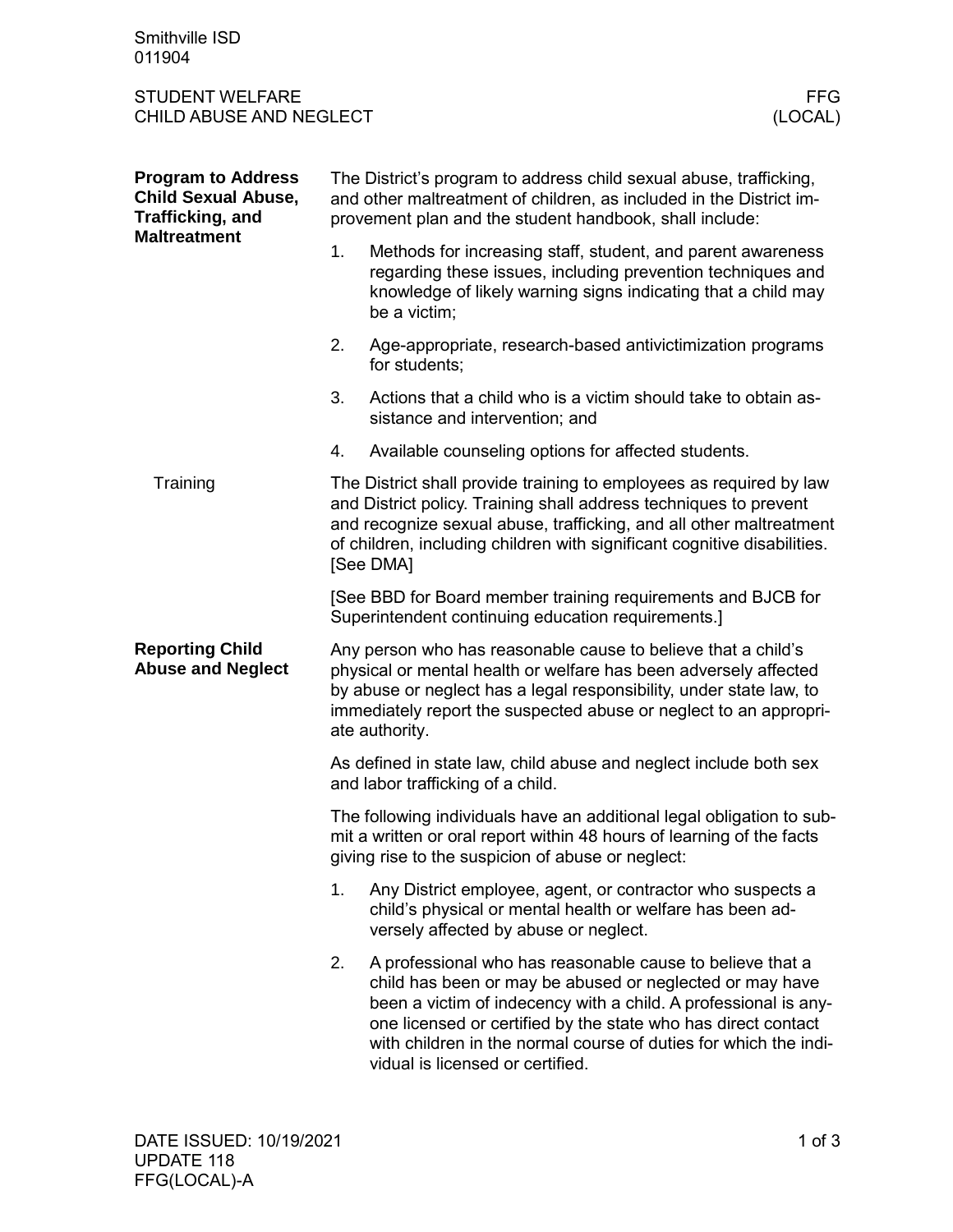Smithville ISD
011904

STUDENT WELFARE
CHILD ABUSE AND NEGLECT

FFG
(LOCAL)

## Program to Address Child Sexual Abuse, Trafficking, and Maltreatment

The District's program to address child sexual abuse, trafficking, and other maltreatment of children, as included in the District improvement plan and the student handbook, shall include:

1. Methods for increasing staff, student, and parent awareness regarding these issues, including prevention techniques and knowledge of likely warning signs indicating that a child may be a victim;
2. Age-appropriate, research-based antivictimization programs for students;
3. Actions that a child who is a victim should take to obtain assistance and intervention; and
4. Available counseling options for affected students.

### Training

The District shall provide training to employees as required by law and District policy. Training shall address techniques to prevent and recognize sexual abuse, trafficking, and all other maltreatment of children, including children with significant cognitive disabilities. [See DMA]

[See BBD for Board member training requirements and BJCB for Superintendent continuing education requirements.]

## Reporting Child Abuse and Neglect

Any person who has reasonable cause to believe that a child's physical or mental health or welfare has been adversely affected by abuse or neglect has a legal responsibility, under state law, to immediately report the suspected abuse or neglect to an appropriate authority.

As defined in state law, child abuse and neglect include both sex and labor trafficking of a child.

The following individuals have an additional legal obligation to submit a written or oral report within 48 hours of learning of the facts giving rise to the suspicion of abuse or neglect:

1. Any District employee, agent, or contractor who suspects a child's physical or mental health or welfare has been adversely affected by abuse or neglect.
2. A professional who has reasonable cause to believe that a child has been or may be abused or neglected or may have been a victim of indecency with a child. A professional is anyone licensed or certified by the state who has direct contact with children in the normal course of duties for which the individual is licensed or certified.

DATE ISSUED: 10/19/2021
UPDATE 118
FFG(LOCAL)-A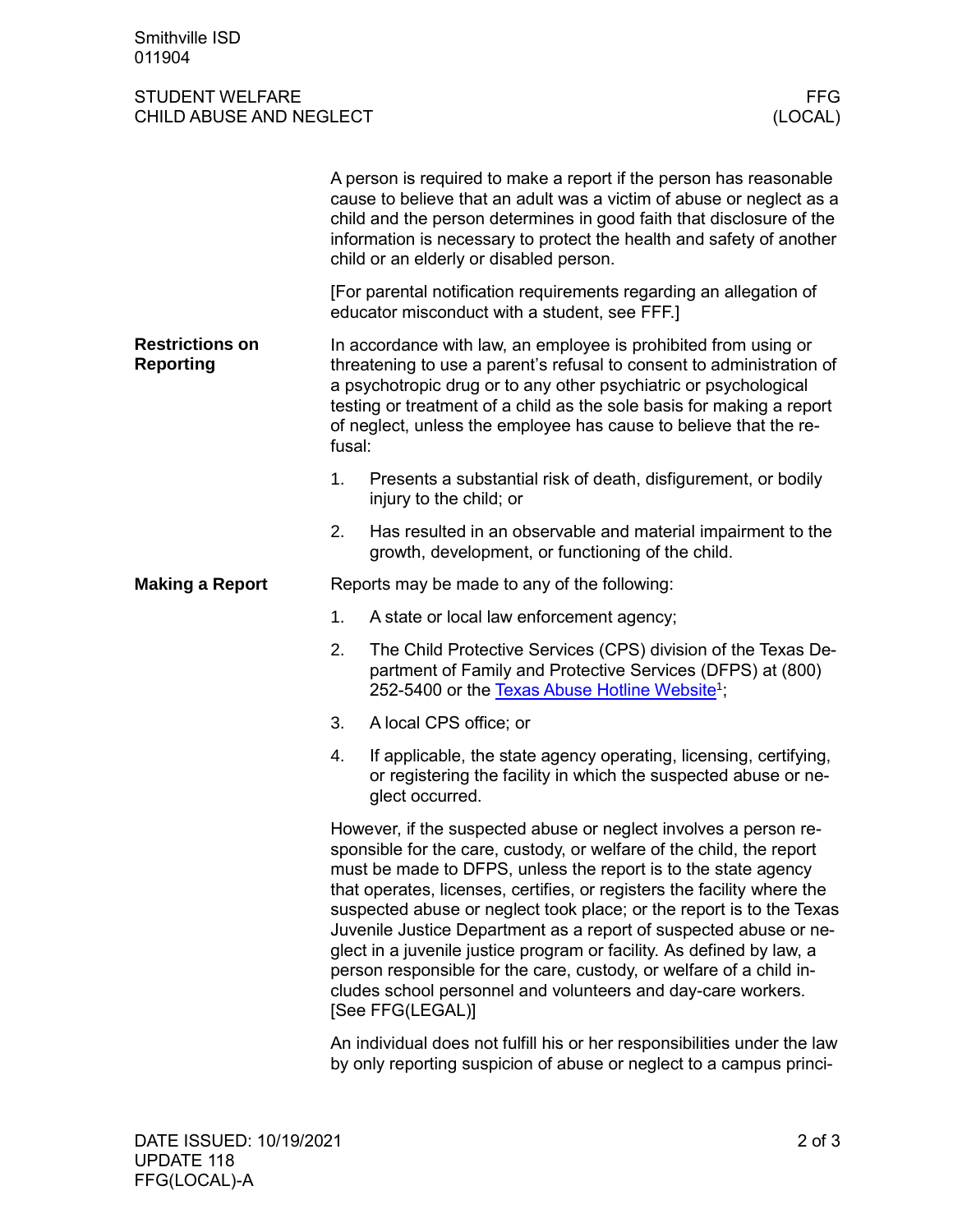A person is required to make a report if the person has reasonable cause to believe that an adult was a victim of abuse or neglect as a child and the person determines in good faith that disclosure of the information is necessary to protect the health and safety of another child or an elderly or disabled person.

[For parental notification requirements regarding an allegation of educator misconduct with a student, see FFF.]

**Restrictions on Reporting**

In accordance with law, an employee is prohibited from using or threatening to use a parent's refusal to consent to administration of a psychotropic drug or to any other psychiatric or psychological testing or treatment of a child as the sole basis for making a report of neglect, unless the employee has cause to believe that the refusal:

1. Presents a substantial risk of death, disfigurement, or bodily injury to the child; or
2. Has resulted in an observable and material impairment to the growth, development, or functioning of the child.

**Making a Report**

Reports may be made to any of the following:

1. A state or local law enforcement agency;
2. The Child Protective Services (CPS) division of the Texas Department of Family and Protective Services (DFPS) at (800) 252-5400 or the Texas Abuse Hotline Website[1];
3. A local CPS office; or
4. If applicable, the state agency operating, licensing, certifying, or registering the facility in which the suspected abuse or neglect occurred.

However, if the suspected abuse or neglect involves a person responsible for the care, custody, or welfare of the child, the report must be made to DFPS, unless the report is to the state agency that operates, licenses, certifies, or registers the facility where the suspected abuse or neglect took place; or the report is to the Texas Juvenile Justice Department as a report of suspected abuse or neglect in a juvenile justice program or facility. As defined by law, a person responsible for the care, custody, or welfare of a child includes school personnel and volunteers and day-care workers. [See FFG(LEGAL)]

An individual does not fulfill his or her responsibilities under the law by only reporting suspicion of abuse or neglect to a campus princi-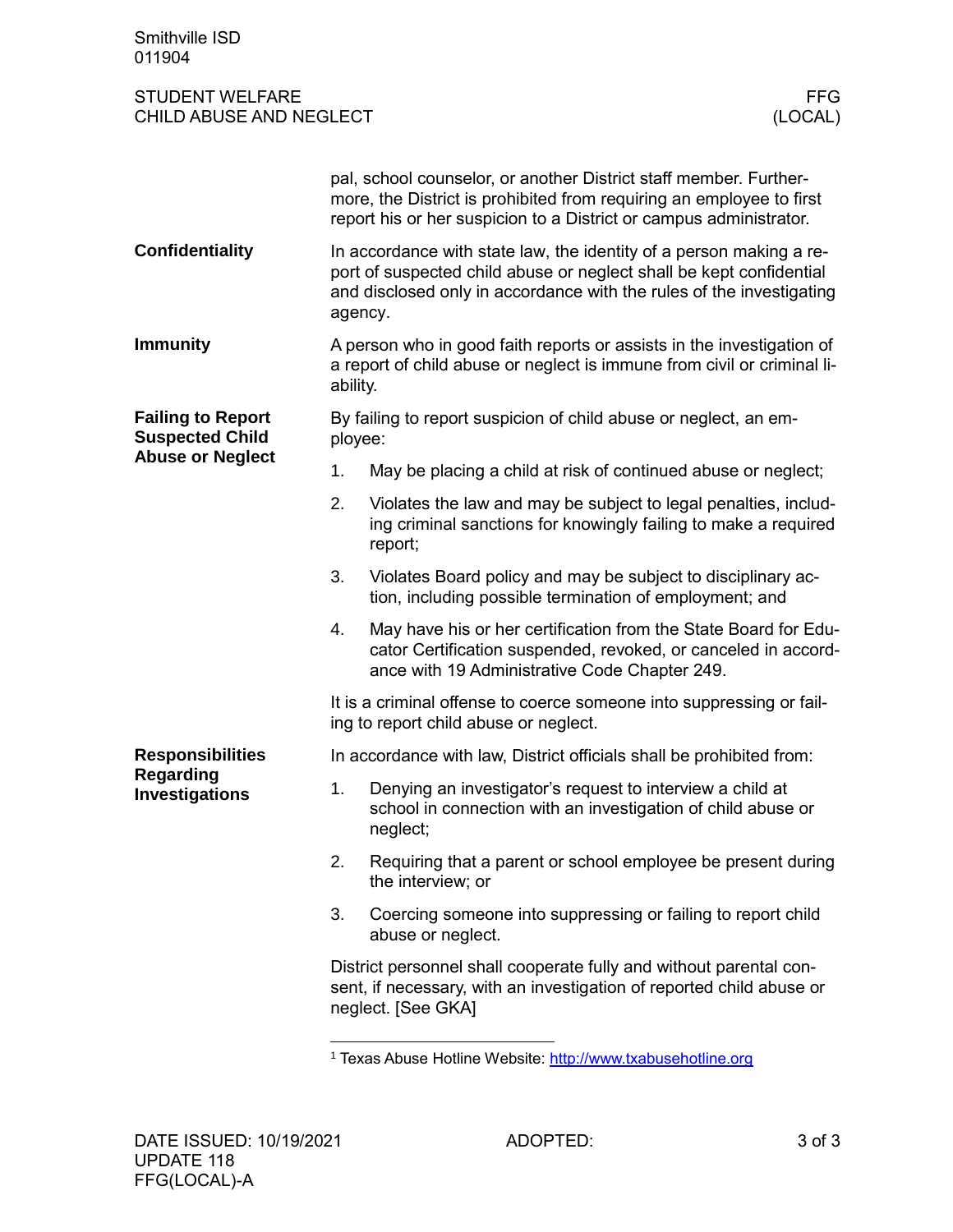pal, school counselor, or another District staff member. Furthermore, the District is prohibited from requiring an employee to first report his or her suspicion to a District or campus administrator.

**Confidentiality**

In accordance with state law, the identity of a person making a report of suspected child abuse or neglect shall be kept confidential and disclosed only in accordance with the rules of the investigating agency.

**Immunity**

A person who in good faith reports or assists in the investigation of a report of child abuse or neglect is immune from civil or criminal liability.

**Failing to Report Suspected Child Abuse or Neglect**

By failing to report suspicion of child abuse or neglect, an employee:

1. May be placing a child at risk of continued abuse or neglect;
2. Violates the law and may be subject to legal penalties, including criminal sanctions for knowingly failing to make a required report;
3. Violates Board policy and may be subject to disciplinary action, including possible termination of employment; and
4. May have his or her certification from the State Board for Educator Certification suspended, revoked, or canceled in accordance with 19 Administrative Code Chapter 249.

It is a criminal offense to coerce someone into suppressing or failing to report child abuse or neglect.

**Responsibilities Regarding Investigations**

In accordance with law, District officials shall be prohibited from:

1. Denying an investigator's request to interview a child at school in connection with an investigation of child abuse or neglect;
2. Requiring that a parent or school employee be present during the interview; or
3. Coercing someone into suppressing or failing to report child abuse or neglect.

District personnel shall cooperate fully and without parental consent, if necessary, with an investigation of reported child abuse or neglect. [See GKA]

---

[1] Texas Abuse Hotline Website: http://www.txabusehotline.org